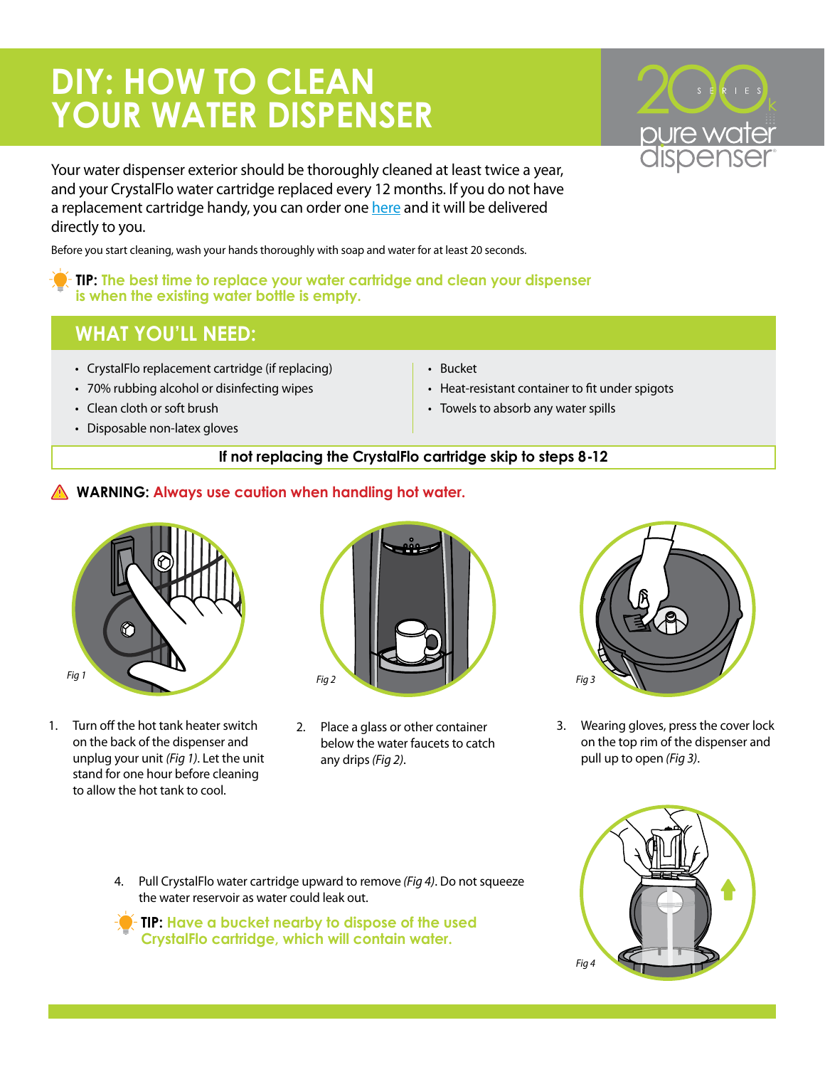# DIY: HOW TO CLEAN YOUR WATER DISPENSER

Your water dispenser exterior should be thoroughly cleaned at least twice a year, and your CrystalFlo water cartridge replaced every 12 months. If you do not have a replacement cartridge handy, you can order one here and it will be delivered directly to you.

Before you start cleaning, wash your hands thoroughly with soap and water for at least 20 seconds.

**TIP:** The best time to replace your water cartridge and clean your dispenser is when the existing water bottle is empty.

## WHAT YOU'LL NEED:

- CrystalFlo replacement cartridge (if replacing)
- 70% rubbing alcohol or disinfecting wipes
- Clean cloth or soft brush
- Disposable non-latex gloves
- Bucket
- Heat-resistant container to fit under spigots
- Towels to absorb any water spills

**If not replacing the CrystalFlo cartridge skip to steps 8-12**

**WARNING:** Always use caution when handling hot water.

*Fig 1*

1. Turn off the hot tank heater switch on the back of the dispenser and unplug your unit *(Fig 1)*. Let the unit stand for one hour before cleaning to allow the hot tank to cool.

*Fig 2*

2. Place a glass or other container below the water faucets to catch any drips *(Fig 2)*.

*Fig 3*

3. Wearing gloves, press the cover lock on the top rim of the dispenser and pull up to open *(Fig 3)*.

4. Pull CrystalFlo water cartridge upward to remove *(Fig 4)*. Do not squeeze the water reservoir as water could leak out.

**TIP:** Have a bucket nearby to dispose of the used CrystalFlo cartridge, which will contain water.

*Fig 4*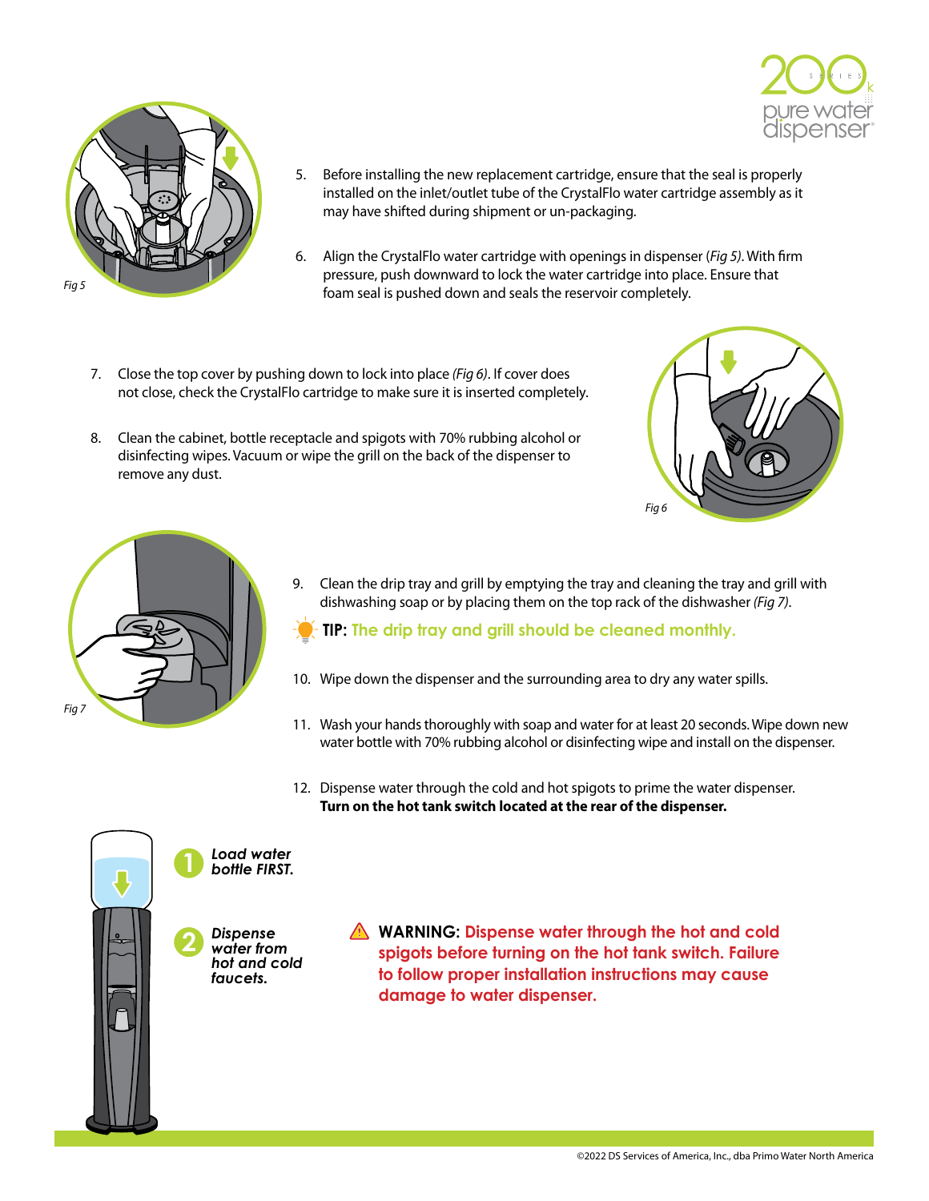5. Before installing the new replacement cartridge, ensure that the seal is properly installed on the inlet/outlet tube of the CrystalFlo water cartridge assembly as it may have shifted during shipment or un-packaging.

6. Align the CrystalFlo water cartridge with openings in dispenser (*Fig 5*). With firm pressure, push downward to lock the water cartridge into place. Ensure that foam seal is pushed down and seals the reservoir completely.

*Fig 5*

7. Close the top cover by pushing down to lock into place (*Fig 6*). If cover does not close, check the CrystalFlo cartridge to make sure it is inserted completely.

8. Clean the cabinet, bottle receptacle and spigots with 70% rubbing alcohol or disinfecting wipes. Vacuum or wipe the grill on the back of the dispenser to remove any dust.

*Fig 6*

9. Clean the drip tray and grill by emptying the tray and cleaning the tray and grill with dishwashing soap or by placing them on the top rack of the dishwasher (*Fig 7*).

**TIP:** The drip tray and grill should be cleaned monthly.

*Fig 7*

10. Wipe down the dispenser and the surrounding area to dry any water spills.

11. Wash your hands thoroughly with soap and water for at least 20 seconds. Wipe down new water bottle with 70% rubbing alcohol or disinfecting wipe and install on the dispenser.

12. Dispense water through the cold and hot spigots to prime the water dispenser. **Turn on the hot tank switch located at the rear of the dispenser.**

1. ***Load water bottle FIRST.***
2. ***Dispense water from hot and cold faucets.***

**WARNING:** **Dispense water through the hot and cold spigots before turning on the hot tank switch. Failure to follow proper installation instructions may cause damage to water dispenser.**

©2022 DS Services of America, Inc., dba Primo Water North America